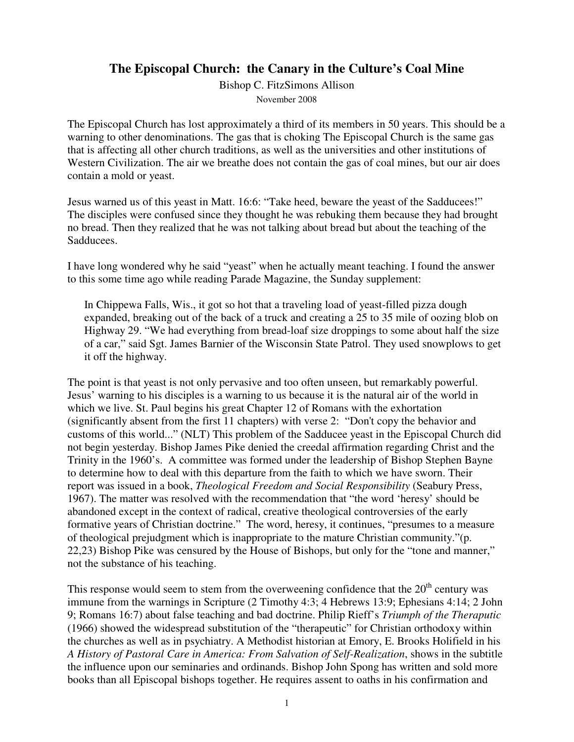# The Episcopal Church: the Canary in the Culture's Coal Mine

Bishop C. FitzSimons Allison

November 2008

The Episcopal Church has lost approximately a third of its members in 50 years. This should be a warning to other denominations. The gas that is choking The Episcopal Church is the same gas that is affecting all other church traditions, as well as the universities and other institutions of Western Civilization. The air we breathe does not contain the gas of coal mines, but our air does contain a mold or yeast.

Jesus warned us of this yeast in Matt. 16:6: "Take heed, beware the yeast of the Sadducees!" The disciples were confused since they thought he was rebuking them because they had brought no bread. Then they realized that he was not talking about bread but about the teaching of the Sadducees.

I have long wondered why he said "yeast" when he actually meant teaching. I found the answer to this some time ago while reading Parade Magazine, the Sunday supplement:

> In Chippewa Falls, Wis., it got so hot that a traveling load of yeast-filled pizza dough expanded, breaking out of the back of a truck and creating a 25 to 35 mile of oozing blob on Highway 29. "We had everything from bread-loaf size droppings to some about half the size of a car," said Sgt. James Barnier of the Wisconsin State Patrol. They used snowplows to get it off the highway.

The point is that yeast is not only pervasive and too often unseen, but remarkably powerful. Jesus' warning to his disciples is a warning to us because it is the natural air of the world in which we live. St. Paul begins his great Chapter 12 of Romans with the exhortation (significantly absent from the first 11 chapters) with verse 2: "Don't copy the behavior and customs of this world..." (NLT) This problem of the Sadducee yeast in the Episcopal Church did not begin yesterday. Bishop James Pike denied the creedal affirmation regarding Christ and the Trinity in the 1960's. A committee was formed under the leadership of Bishop Stephen Bayne to determine how to deal with this departure from the faith to which we have sworn. Their report was issued in a book, *Theological Freedom and Social Responsibility* (Seabury Press, 1967). The matter was resolved with the recommendation that "the word 'heresy' should be abandoned except in the context of radical, creative theological controversies of the early formative years of Christian doctrine." The word, heresy, it continues, "presumes to a measure of theological prejudgment which is inappropriate to the mature Christian community."(p. 22,23) Bishop Pike was censured by the House of Bishops, but only for the "tone and manner," not the substance of his teaching.

This response would seem to stem from the overweening confidence that the 20th century was immune from the warnings in Scripture (2 Timothy 4:3; 4 Hebrews 13:9; Ephesians 4:14; 2 John 9; Romans 16:7) about false teaching and bad doctrine. Philip Rieff's *Triumph of the Theraputic* (1966) showed the widespread substitution of the "therapeutic" for Christian orthodoxy within the churches as well as in psychiatry. A Methodist historian at Emory, E. Brooks Holifield in his *A History of Pastoral Care in America: From Salvation of Self-Realization*, shows in the subtitle the influence upon our seminaries and ordinands. Bishop John Spong has written and sold more books than all Episcopal bishops together. He requires assent to oaths in his confirmation and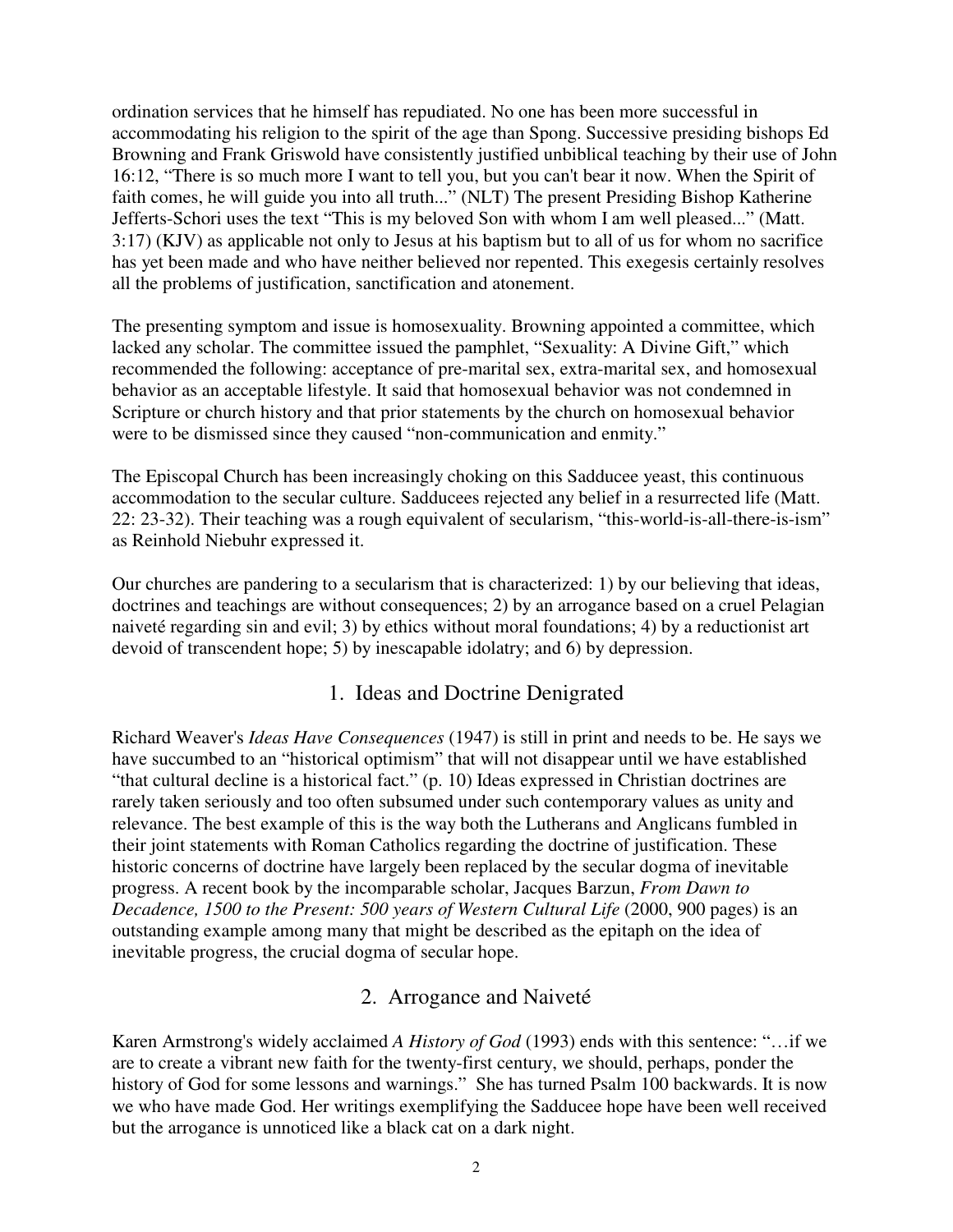ordination services that he himself has repudiated. No one has been more successful in accommodating his religion to the spirit of the age than Spong. Successive presiding bishops Ed Browning and Frank Griswold have consistently justified unbiblical teaching by their use of John 16:12, "There is so much more I want to tell you, but you can't bear it now. When the Spirit of faith comes, he will guide you into all truth..." (NLT) The present Presiding Bishop Katherine Jefferts-Schori uses the text "This is my beloved Son with whom I am well pleased..." (Matt. 3:17) (KJV) as applicable not only to Jesus at his baptism but to all of us for whom no sacrifice has yet been made and who have neither believed nor repented. This exegesis certainly resolves all the problems of justification, sanctification and atonement.

The presenting symptom and issue is homosexuality. Browning appointed a committee, which lacked any scholar. The committee issued the pamphlet, "Sexuality: A Divine Gift," which recommended the following: acceptance of pre-marital sex, extra-marital sex, and homosexual behavior as an acceptable lifestyle. It said that homosexual behavior was not condemned in Scripture or church history and that prior statements by the church on homosexual behavior were to be dismissed since they caused "non-communication and enmity."

The Episcopal Church has been increasingly choking on this Sadducee yeast, this continuous accommodation to the secular culture. Sadducees rejected any belief in a resurrected life (Matt. 22: 23-32). Their teaching was a rough equivalent of secularism, "this-world-is-all-there-is-ism" as Reinhold Niebuhr expressed it.

Our churches are pandering to a secularism that is characterized: 1) by our believing that ideas, doctrines and teachings are without consequences; 2) by an arrogance based on a cruel Pelagian naiveté regarding sin and evil; 3) by ethics without moral foundations; 4) by a reductionist art devoid of transcendent hope; 5) by inescapable idolatry; and 6) by depression.

## 1. Ideas and Doctrine Denigrated

Richard Weaver's *Ideas Have Consequences* (1947) is still in print and needs to be. He says we have succumbed to an "historical optimism" that will not disappear until we have established "that cultural decline is a historical fact." (p. 10) Ideas expressed in Christian doctrines are rarely taken seriously and too often subsumed under such contemporary values as unity and relevance. The best example of this is the way both the Lutherans and Anglicans fumbled in their joint statements with Roman Catholics regarding the doctrine of justification. These historic concerns of doctrine have largely been replaced by the secular dogma of inevitable progress. A recent book by the incomparable scholar, Jacques Barzun, *From Dawn to Decadence, 1500 to the Present: 500 years of Western Cultural Life* (2000, 900 pages) is an outstanding example among many that might be described as the epitaph on the idea of inevitable progress, the crucial dogma of secular hope.

## 2. Arrogance and Naiveté

Karen Armstrong's widely acclaimed *A History of God* (1993) ends with this sentence: "…if we are to create a vibrant new faith for the twenty-first century, we should, perhaps, ponder the history of God for some lessons and warnings." She has turned Psalm 100 backwards. It is now we who have made God. Her writings exemplifying the Sadducee hope have been well received but the arrogance is unnoticed like a black cat on a dark night.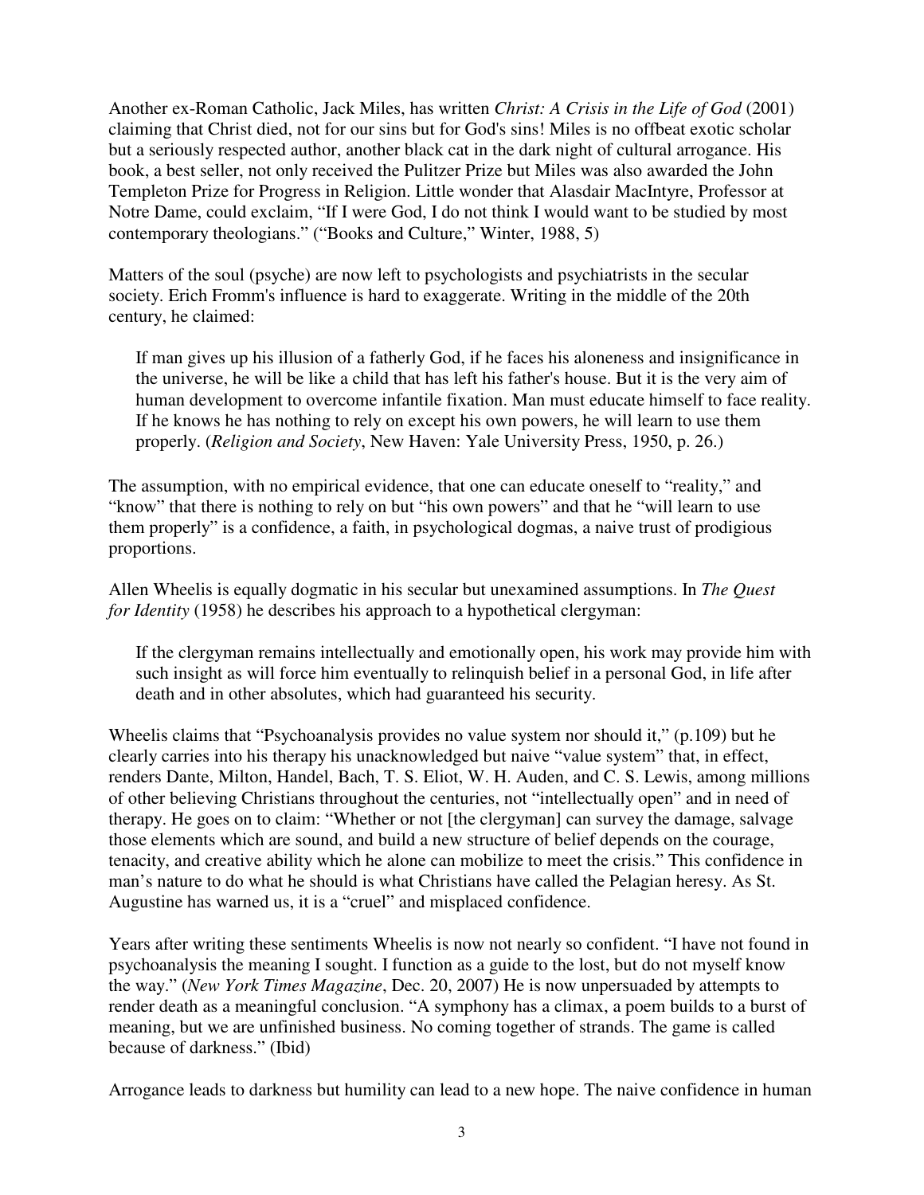Another ex-Roman Catholic, Jack Miles, has written *Christ: A Crisis in the Life of God* (2001) claiming that Christ died, not for our sins but for God's sins! Miles is no offbeat exotic scholar but a seriously respected author, another black cat in the dark night of cultural arrogance. His book, a best seller, not only received the Pulitzer Prize but Miles was also awarded the John Templeton Prize for Progress in Religion. Little wonder that Alasdair MacIntyre, Professor at Notre Dame, could exclaim, "If I were God, I do not think I would want to be studied by most contemporary theologians." ("Books and Culture," Winter, 1988, 5)

Matters of the soul (psyche) are now left to psychologists and psychiatrists in the secular society. Erich Fromm's influence is hard to exaggerate. Writing in the middle of the 20th century, he claimed:

> If man gives up his illusion of a fatherly God, if he faces his aloneness and insignificance in the universe, he will be like a child that has left his father's house. But it is the very aim of human development to overcome infantile fixation. Man must educate himself to face reality. If he knows he has nothing to rely on except his own powers, he will learn to use them properly. (*Religion and Society*, New Haven: Yale University Press, 1950, p. 26.)

The assumption, with no empirical evidence, that one can educate oneself to "reality," and "know" that there is nothing to rely on but "his own powers" and that he "will learn to use them properly" is a confidence, a faith, in psychological dogmas, a naive trust of prodigious proportions.

Allen Wheelis is equally dogmatic in his secular but unexamined assumptions. In *The Quest for Identity* (1958) he describes his approach to a hypothetical clergyman:

> If the clergyman remains intellectually and emotionally open, his work may provide him with such insight as will force him eventually to relinquish belief in a personal God, in life after death and in other absolutes, which had guaranteed his security.

Wheelis claims that "Psychoanalysis provides no value system nor should it," (p.109) but he clearly carries into his therapy his unacknowledged but naive "value system" that, in effect, renders Dante, Milton, Handel, Bach, T. S. Eliot, W. H. Auden, and C. S. Lewis, among millions of other believing Christians throughout the centuries, not "intellectually open" and in need of therapy. He goes on to claim: "Whether or not [the clergyman] can survey the damage, salvage those elements which are sound, and build a new structure of belief depends on the courage, tenacity, and creative ability which he alone can mobilize to meet the crisis." This confidence in man's nature to do what he should is what Christians have called the Pelagian heresy. As St. Augustine has warned us, it is a "cruel" and misplaced confidence.

Years after writing these sentiments Wheelis is now not nearly so confident. "I have not found in psychoanalysis the meaning I sought. I function as a guide to the lost, but do not myself know the way." (*New York Times Magazine*, Dec. 20, 2007) He is now unpersuaded by attempts to render death as a meaningful conclusion. "A symphony has a climax, a poem builds to a burst of meaning, but we are unfinished business. No coming together of strands. The game is called because of darkness." (Ibid)

Arrogance leads to darkness but humility can lead to a new hope. The naive confidence in human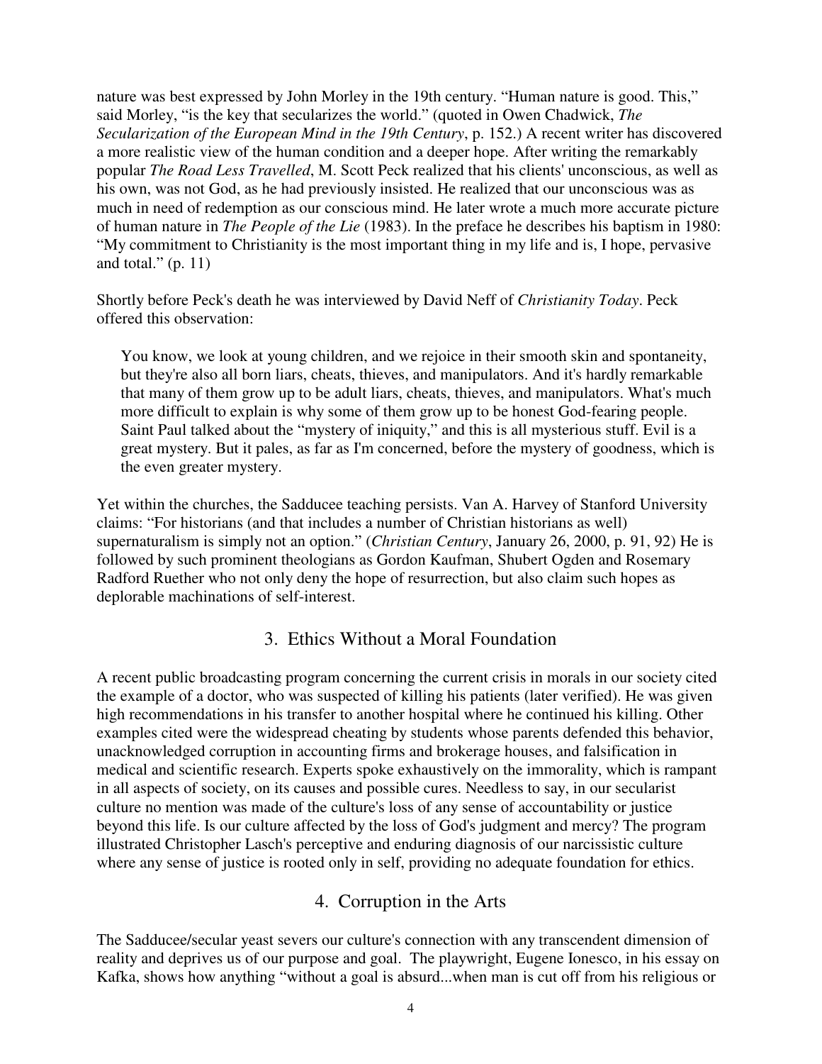nature was best expressed by John Morley in the 19th century. "Human nature is good. This," said Morley, "is the key that secularizes the world." (quoted in Owen Chadwick, *The Secularization of the European Mind in the 19th Century*, p. 152.) A recent writer has discovered a more realistic view of the human condition and a deeper hope. After writing the remarkably popular *The Road Less Travelled*, M. Scott Peck realized that his clients' unconscious, as well as his own, was not God, as he had previously insisted. He realized that our unconscious was as much in need of redemption as our conscious mind. He later wrote a much more accurate picture of human nature in *The People of the Lie* (1983). In the preface he describes his baptism in 1980: "My commitment to Christianity is the most important thing in my life and is, I hope, pervasive and total." (p. 11)

Shortly before Peck's death he was interviewed by David Neff of *Christianity Today*. Peck offered this observation:

> You know, we look at young children, and we rejoice in their smooth skin and spontaneity, but they're also all born liars, cheats, thieves, and manipulators. And it's hardly remarkable that many of them grow up to be adult liars, cheats, thieves, and manipulators. What's much more difficult to explain is why some of them grow up to be honest God-fearing people. Saint Paul talked about the "mystery of iniquity," and this is all mysterious stuff. Evil is a great mystery. But it pales, as far as I'm concerned, before the mystery of goodness, which is the even greater mystery.

Yet within the churches, the Sadducee teaching persists. Van A. Harvey of Stanford University claims: "For historians (and that includes a number of Christian historians as well) supernaturalism is simply not an option." (*Christian Century*, January 26, 2000, p. 91, 92) He is followed by such prominent theologians as Gordon Kaufman, Shubert Ogden and Rosemary Radford Ruether who not only deny the hope of resurrection, but also claim such hopes as deplorable machinations of self-interest.

## 3. Ethics Without a Moral Foundation

A recent public broadcasting program concerning the current crisis in morals in our society cited the example of a doctor, who was suspected of killing his patients (later verified). He was given high recommendations in his transfer to another hospital where he continued his killing. Other examples cited were the widespread cheating by students whose parents defended this behavior, unacknowledged corruption in accounting firms and brokerage houses, and falsification in medical and scientific research. Experts spoke exhaustively on the immorality, which is rampant in all aspects of society, on its causes and possible cures. Needless to say, in our secularist culture no mention was made of the culture's loss of any sense of accountability or justice beyond this life. Is our culture affected by the loss of God's judgment and mercy? The program illustrated Christopher Lasch's perceptive and enduring diagnosis of our narcissistic culture where any sense of justice is rooted only in self, providing no adequate foundation for ethics.

## 4. Corruption in the Arts

The Sadducee/secular yeast severs our culture's connection with any transcendent dimension of reality and deprives us of our purpose and goal. The playwright, Eugene Ionesco, in his essay on Kafka, shows how anything "without a goal is absurd...when man is cut off from his religious or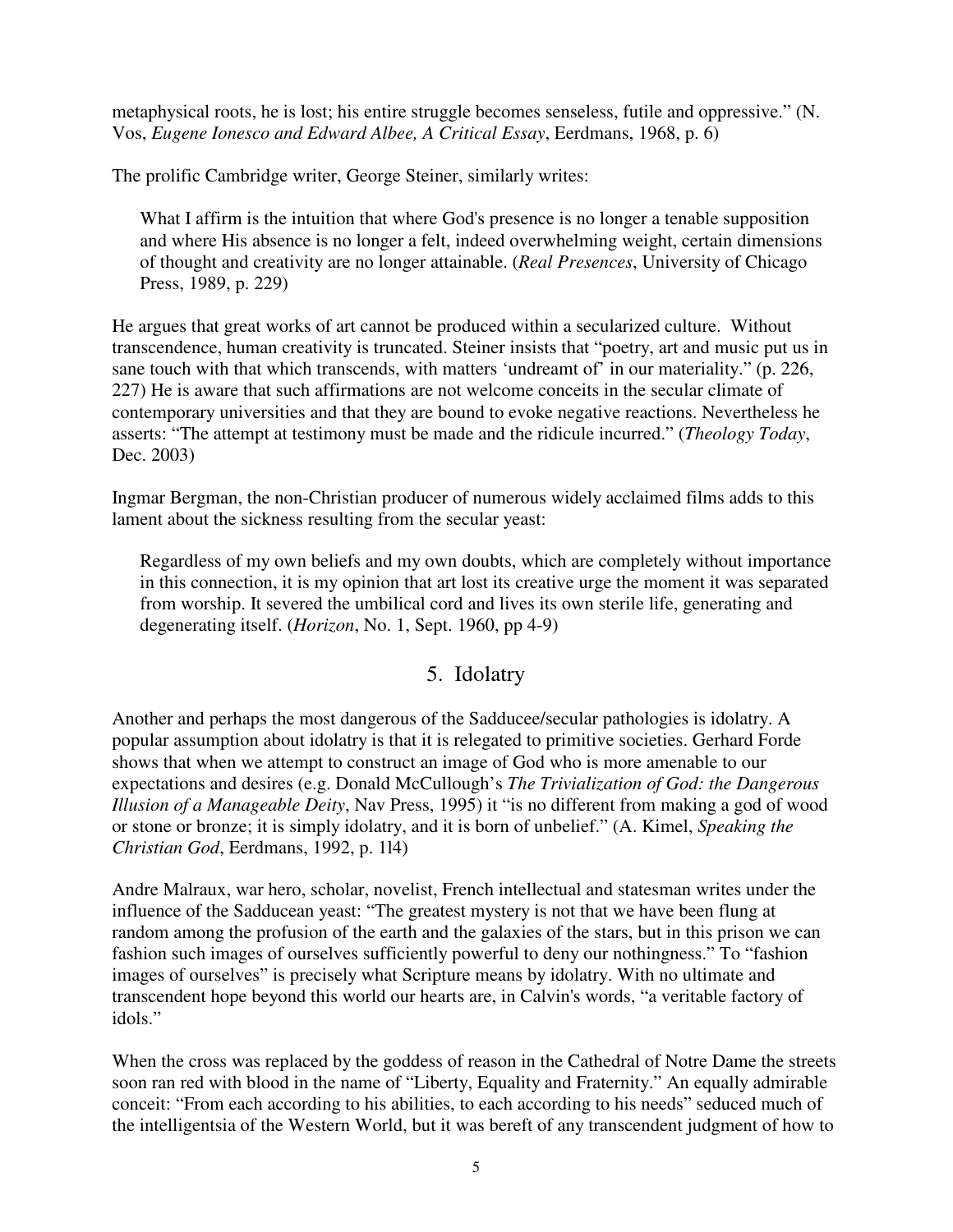metaphysical roots, he is lost; his entire struggle becomes senseless, futile and oppressive." (N. Vos, *Eugene Ionesco and Edward Albee, A Critical Essay*, Eerdmans, 1968, p. 6)

The prolific Cambridge writer, George Steiner, similarly writes:

> What I affirm is the intuition that where God's presence is no longer a tenable supposition and where His absence is no longer a felt, indeed overwhelming weight, certain dimensions of thought and creativity are no longer attainable. (*Real Presences*, University of Chicago Press, 1989, p. 229)

He argues that great works of art cannot be produced within a secularized culture. Without transcendence, human creativity is truncated. Steiner insists that "poetry, art and music put us in sane touch with that which transcends, with matters 'undreamt of' in our materiality." (p. 226, 227) He is aware that such affirmations are not welcome conceits in the secular climate of contemporary universities and that they are bound to evoke negative reactions. Nevertheless he asserts: "The attempt at testimony must be made and the ridicule incurred." (*Theology Today*, Dec. 2003)

Ingmar Bergman, the non-Christian producer of numerous widely acclaimed films adds to this lament about the sickness resulting from the secular yeast:

> Regardless of my own beliefs and my own doubts, which are completely without importance in this connection, it is my opinion that art lost its creative urge the moment it was separated from worship. It severed the umbilical cord and lives its own sterile life, generating and degenerating itself. (*Horizon*, No. 1, Sept. 1960, pp 4-9)

## 5. Idolatry

Another and perhaps the most dangerous of the Sadducee/secular pathologies is idolatry. A popular assumption about idolatry is that it is relegated to primitive societies. Gerhard Forde shows that when we attempt to construct an image of God who is more amenable to our expectations and desires (e.g. Donald McCullough's *The Trivialization of God: the Dangerous Illusion of a Manageable Deity*, Nav Press, 1995) it "is no different from making a god of wood or stone or bronze; it is simply idolatry, and it is born of unbelief." (A. Kimel, *Speaking the Christian God*, Eerdmans, 1992, p. 1l4)

Andre Malraux, war hero, scholar, novelist, French intellectual and statesman writes under the influence of the Sadducean yeast: "The greatest mystery is not that we have been flung at random among the profusion of the earth and the galaxies of the stars, but in this prison we can fashion such images of ourselves sufficiently powerful to deny our nothingness." To "fashion images of ourselves" is precisely what Scripture means by idolatry. With no ultimate and transcendent hope beyond this world our hearts are, in Calvin's words, "a veritable factory of idols."

When the cross was replaced by the goddess of reason in the Cathedral of Notre Dame the streets soon ran red with blood in the name of "Liberty, Equality and Fraternity." An equally admirable conceit: "From each according to his abilities, to each according to his needs" seduced much of the intelligentsia of the Western World, but it was bereft of any transcendent judgment of how to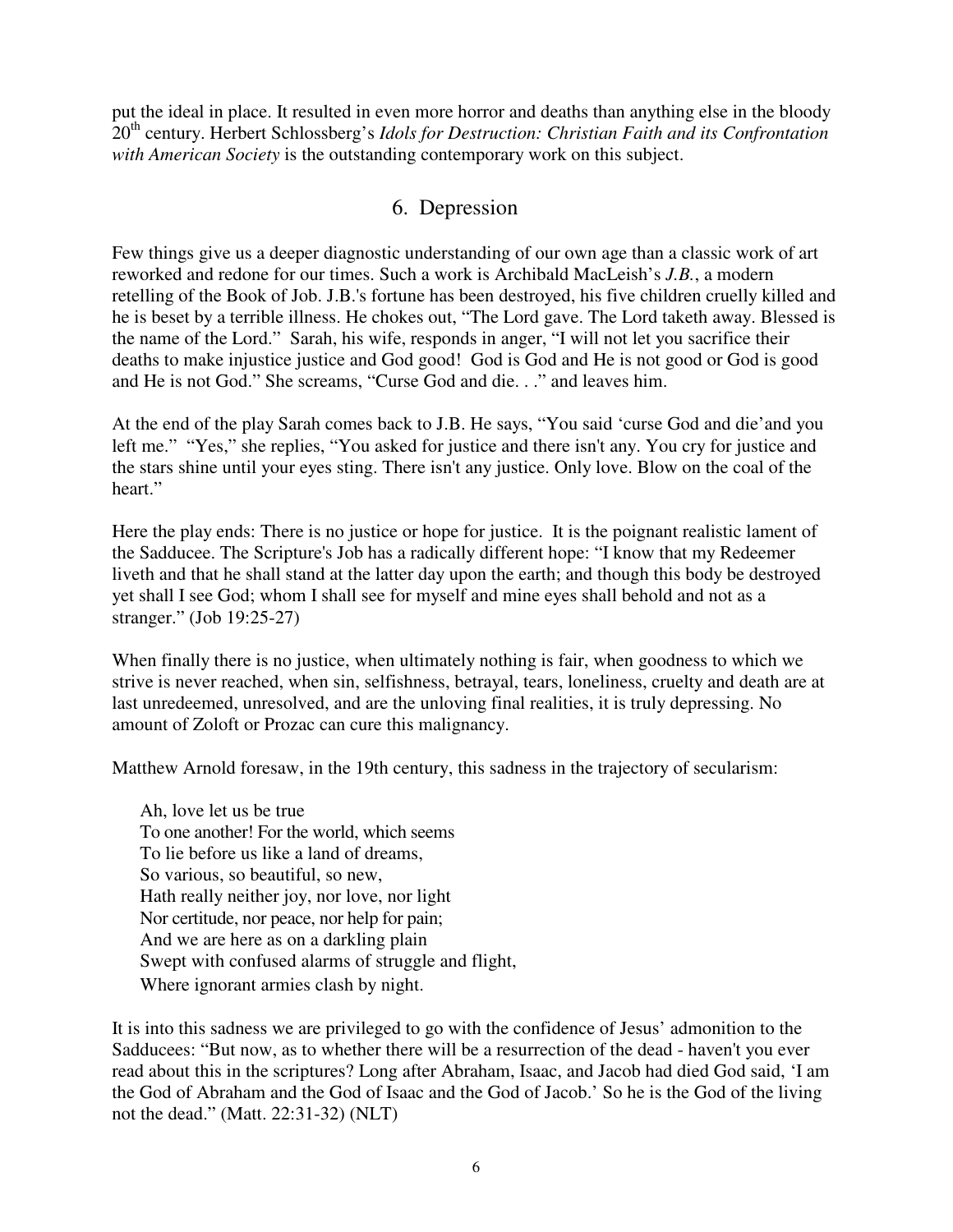put the ideal in place. It resulted in even more horror and deaths than anything else in the bloody 20th century. Herbert Schlossberg's *Idols for Destruction: Christian Faith and its Confrontation with American Society* is the outstanding contemporary work on this subject.

## 6. Depression

Few things give us a deeper diagnostic understanding of our own age than a classic work of art reworked and redone for our times. Such a work is Archibald MacLeish's *J.B.*, a modern retelling of the Book of Job. J.B.'s fortune has been destroyed, his five children cruelly killed and he is beset by a terrible illness. He chokes out, "The Lord gave. The Lord taketh away. Blessed is the name of the Lord." Sarah, his wife, responds in anger, "I will not let you sacrifice their deaths to make injustice justice and God good! God is God and He is not good or God is good and He is not God." She screams, "Curse God and die. . ." and leaves him.

At the end of the play Sarah comes back to J.B. He says, "You said 'curse God and die'and you left me." "Yes," she replies, "You asked for justice and there isn't any. You cry for justice and the stars shine until your eyes sting. There isn't any justice. Only love. Blow on the coal of the heart."

Here the play ends: There is no justice or hope for justice. It is the poignant realistic lament of the Sadducee. The Scripture's Job has a radically different hope: "I know that my Redeemer liveth and that he shall stand at the latter day upon the earth; and though this body be destroyed yet shall I see God; whom I shall see for myself and mine eyes shall behold and not as a stranger." (Job 19:25-27)

When finally there is no justice, when ultimately nothing is fair, when goodness to which we strive is never reached, when sin, selfishness, betrayal, tears, loneliness, cruelty and death are at last unredeemed, unresolved, and are the unloving final realities, it is truly depressing. No amount of Zoloft or Prozac can cure this malignancy.

Matthew Arnold foresaw, in the 19th century, this sadness in the trajectory of secularism:

> Ah, love let us be true
> To one another! For the world, which seems
> To lie before us like a land of dreams,
> So various, so beautiful, so new,
> Hath really neither joy, nor love, nor light
> Nor certitude, nor peace, nor help for pain;
> And we are here as on a darkling plain
> Swept with confused alarms of struggle and flight,
> Where ignorant armies clash by night.

It is into this sadness we are privileged to go with the confidence of Jesus' admonition to the Sadducees: "But now, as to whether there will be a resurrection of the dead - haven't you ever read about this in the scriptures? Long after Abraham, Isaac, and Jacob had died God said, 'I am the God of Abraham and the God of Isaac and the God of Jacob.' So he is the God of the living not the dead." (Matt. 22:31-32) (NLT)